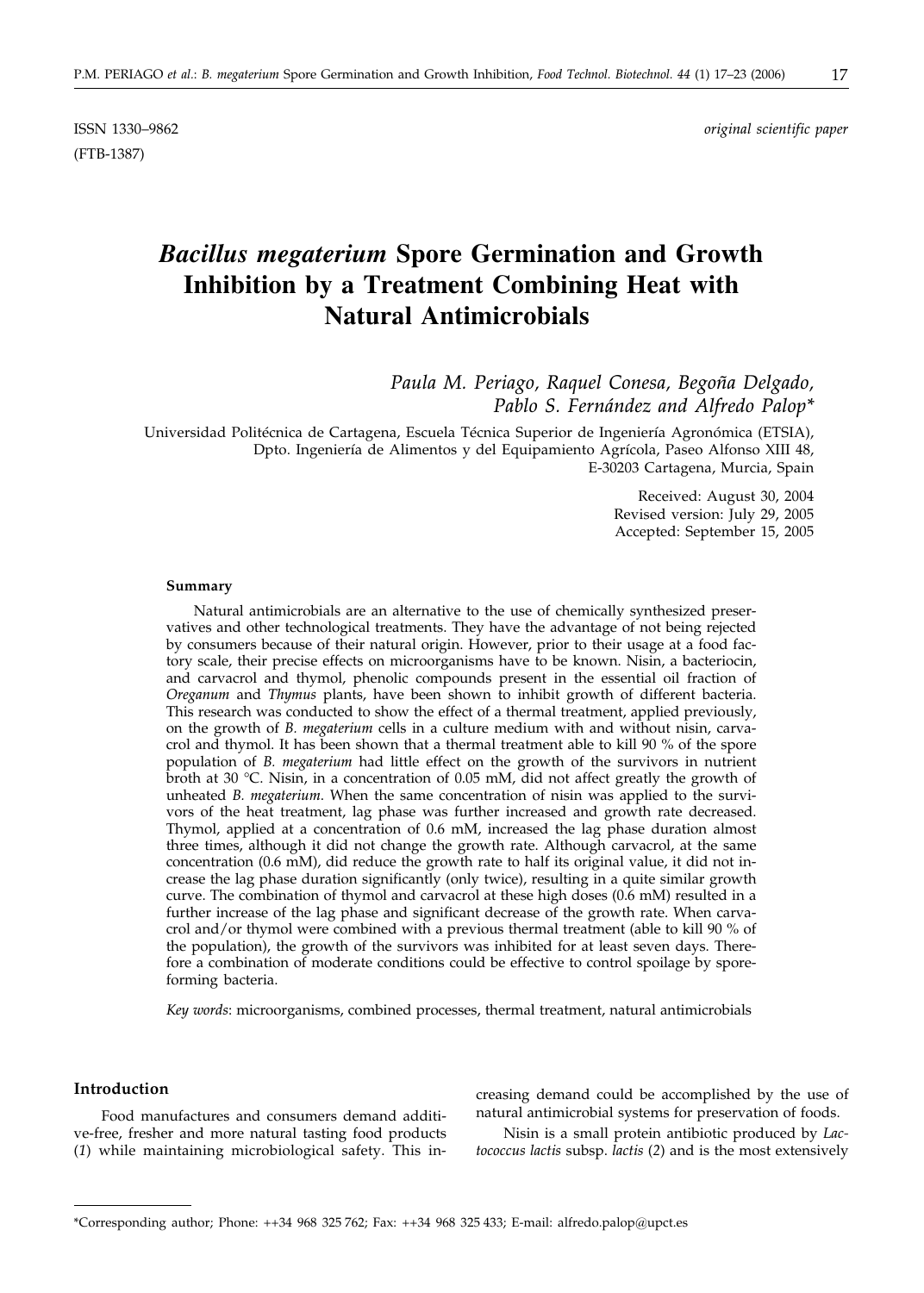ISSN 1330–9862 *original scientific paper*

(FTB-1387)

# *Bacillus megaterium* Spore Germination and Growth Inhibition by a Treatment Combining Heat with Natural Antimicrobials

*Paula M. Periago, Raquel Conesa, Begoña Delgado, Pablo S. Fernández and Alfredo Palop\**

Universidad Politécnica de Cartagena, Escuela Técnica Superior de Ingeniería Agronómica (ETSIA), Dpto. Ingeniería de Alimentos y del Equipamiento Agrícola, Paseo Alfonso XIII 48, E-30203 Cartagena, Murcia, Spain

Received: August 30, 2004
Revised version: July 29, 2005
Accepted: September 15, 2005

#### Summary

Natural antimicrobials are an alternative to the use of chemically synthesized preservatives and other technological treatments. They have the advantage of not being rejected by consumers because of their natural origin. However, prior to their usage at a food factory scale, their precise effects on microorganisms have to be known. Nisin, a bacteriocin, and carvacrol and thymol, phenolic compounds present in the essential oil fraction of *Oreganum* and *Thymus* plants, have been shown to inhibit growth of different bacteria. This research was conducted to show the effect of a thermal treatment, applied previously, on the growth of *B. megaterium* cells in a culture medium with and without nisin, carvacrol and thymol. It has been shown that a thermal treatment able to kill 90 % of the spore population of *B. megaterium* had little effect on the growth of the survivors in nutrient broth at 30 °C. Nisin, in a concentration of 0.05 mM, did not affect greatly the growth of unheated *B. megaterium*. When the same concentration of nisin was applied to the survivors of the heat treatment, lag phase was further increased and growth rate decreased. Thymol, applied at a concentration of 0.6 mM, increased the lag phase duration almost three times, although it did not change the growth rate. Although carvacrol, at the same concentration (0.6 mM), did reduce the growth rate to half its original value, it did not increase the lag phase duration significantly (only twice), resulting in a quite similar growth curve. The combination of thymol and carvacrol at these high doses (0.6 mM) resulted in a further increase of the lag phase and significant decrease of the growth rate. When carvacrol and/or thymol were combined with a previous thermal treatment (able to kill 90 % of the population), the growth of the survivors was inhibited for at least seven days. Therefore a combination of moderate conditions could be effective to control spoilage by spore-forming bacteria.

*Key words*: microorganisms, combined processes, thermal treatment, natural antimicrobials

#### Introduction

Food manufactures and consumers demand additive-free, fresher and more natural tasting food products (*1*) while maintaining microbiological safety. This increasing demand could be accomplished by the use of natural antimicrobial systems for preservation of foods.

Nisin is a small protein antibiotic produced by *Lactococcus lactis* subsp. *lactis* (*2*) and is the most extensively

\*Corresponding author; Phone: ++34 968 325 762; Fax: ++34 968 325 433; E-mail: alfredo.palop@upct.es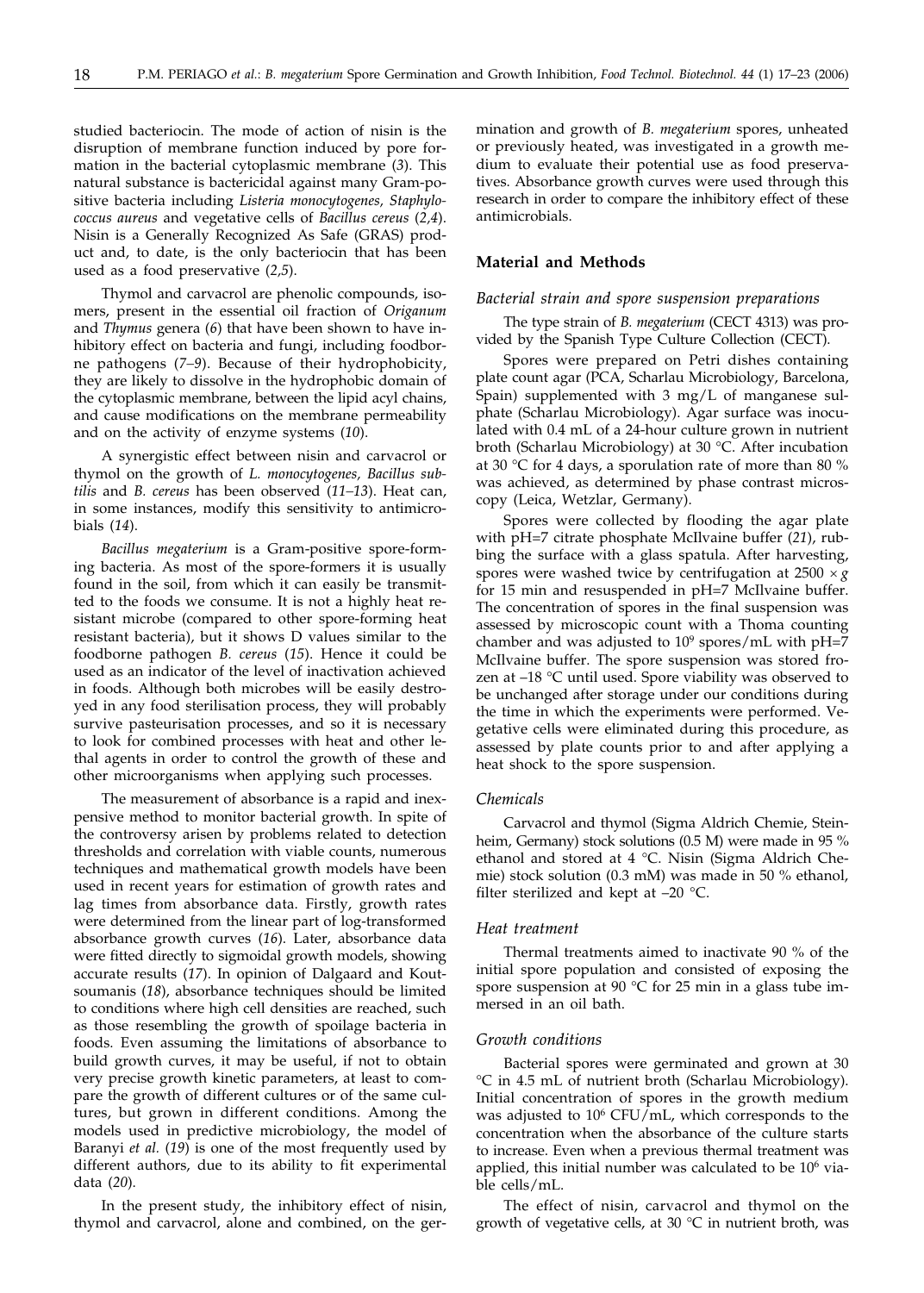studied bacteriocin. The mode of action of nisin is the disruption of membrane function induced by pore formation in the bacterial cytoplasmic membrane (*3*). This natural substance is bactericidal against many Gram-positive bacteria including *Listeria monocytogenes, Staphylococcus aureus* and vegetative cells of *Bacillus cereus* (*2,4*). Nisin is a Generally Recognized As Safe (GRAS) product and, to date, is the only bacteriocin that has been used as a food preservative (*2,5*).

Thymol and carvacrol are phenolic compounds, isomers, present in the essential oil fraction of *Origanum* and *Thymus* genera (*6*) that have been shown to have inhibitory effect on bacteria and fungi, including foodborne pathogens (*7–9*). Because of their hydrophobicity, they are likely to dissolve in the hydrophobic domain of the cytoplasmic membrane, between the lipid acyl chains, and cause modifications on the membrane permeability and on the activity of enzyme systems (*10*).

A synergistic effect between nisin and carvacrol or thymol on the growth of *L. monocytogenes, Bacillus subtilis* and *B. cereus* has been observed (*11–13*). Heat can, in some instances, modify this sensitivity to antimicrobials (*14*).

*Bacillus megaterium* is a Gram-positive spore-forming bacteria. As most of the spore-formers it is usually found in the soil, from which it can easily be transmitted to the foods we consume. It is not a highly heat resistant microbe (compared to other spore-forming heat resistant bacteria), but it shows D values similar to the foodborne pathogen *B. cereus* (*15*). Hence it could be used as an indicator of the level of inactivation achieved in foods. Although both microbes will be easily destroyed in any food sterilisation process, they will probably survive pasteurisation processes, and so it is necessary to look for combined processes with heat and other lethal agents in order to control the growth of these and other microorganisms when applying such processes.

The measurement of absorbance is a rapid and inexpensive method to monitor bacterial growth. In spite of the controversy arisen by problems related to detection thresholds and correlation with viable counts, numerous techniques and mathematical growth models have been used in recent years for estimation of growth rates and lag times from absorbance data. Firstly, growth rates were determined from the linear part of log-transformed absorbance growth curves (*16*). Later, absorbance data were fitted directly to sigmoidal growth models, showing accurate results (*17*). In opinion of Dalgaard and Koutsoumanis (*18*), absorbance techniques should be limited to conditions where high cell densities are reached, such as those resembling the growth of spoilage bacteria in foods. Even assuming the limitations of absorbance to build growth curves, it may be useful, if not to obtain very precise growth kinetic parameters, at least to compare the growth of different cultures or of the same cultures, but grown in different conditions. Among the models used in predictive microbiology, the model of Baranyi *et al.* (*19*) is one of the most frequently used by different authors, due to its ability to fit experimental data (*20*).

In the present study, the inhibitory effect of nisin, thymol and carvacrol, alone and combined, on the germination and growth of *B. megaterium* spores, unheated or previously heated, was investigated in a growth medium to evaluate their potential use as food preservatives. Absorbance growth curves were used through this research in order to compare the inhibitory effect of these antimicrobials.

## Material and Methods

### *Bacterial strain and spore suspension preparations*

The type strain of *B. megaterium* (CECT 4313) was provided by the Spanish Type Culture Collection (CECT).

Spores were prepared on Petri dishes containing plate count agar (PCA, Scharlau Microbiology, Barcelona, Spain) supplemented with 3 mg/L of manganese sulphate (Scharlau Microbiology). Agar surface was inoculated with 0.4 mL of a 24-hour culture grown in nutrient broth (Scharlau Microbiology) at 30 °C. After incubation at 30 °C for 4 days, a sporulation rate of more than 80 % was achieved, as determined by phase contrast microscopy (Leica, Wetzlar, Germany).

Spores were collected by flooding the agar plate with pH=7 citrate phosphate McIlvaine buffer (*21*), rubbing the surface with a glass spatula. After harvesting, spores were washed twice by centrifugation at $2500 \times g$ for 15 min and resuspended in pH=7 McIlvaine buffer. The concentration of spores in the final suspension was assessed by microscopic count with a Thoma counting chamber and was adjusted to $10^9$ spores/mL with pH=7 McIlvaine buffer. The spore suspension was stored frozen at –18 °C until used. Spore viability was observed to be unchanged after storage under our conditions during the time in which the experiments were performed. Vegetative cells were eliminated during this procedure, as assessed by plate counts prior to and after applying a heat shock to the spore suspension.

### *Chemicals*

Carvacrol and thymol (Sigma Aldrich Chemie, Steinheim, Germany) stock solutions (0.5 M) were made in 95 % ethanol and stored at 4 °C. Nisin (Sigma Aldrich Chemie) stock solution (0.3 mM) was made in 50 % ethanol, filter sterilized and kept at –20 °C.

### *Heat treatment*

Thermal treatments aimed to inactivate 90 % of the initial spore population and consisted of exposing the spore suspension at 90 °C for 25 min in a glass tube immersed in an oil bath.

### *Growth conditions*

Bacterial spores were germinated and grown at 30 °C in 4.5 mL of nutrient broth (Scharlau Microbiology). Initial concentration of spores in the growth medium was adjusted to $10^6$ CFU/mL, which corresponds to the concentration when the absorbance of the culture starts to increase. Even when a previous thermal treatment was applied, this initial number was calculated to be $10^6$ viable cells/mL.

The effect of nisin, carvacrol and thymol on the growth of vegetative cells, at 30 °C in nutrient broth, was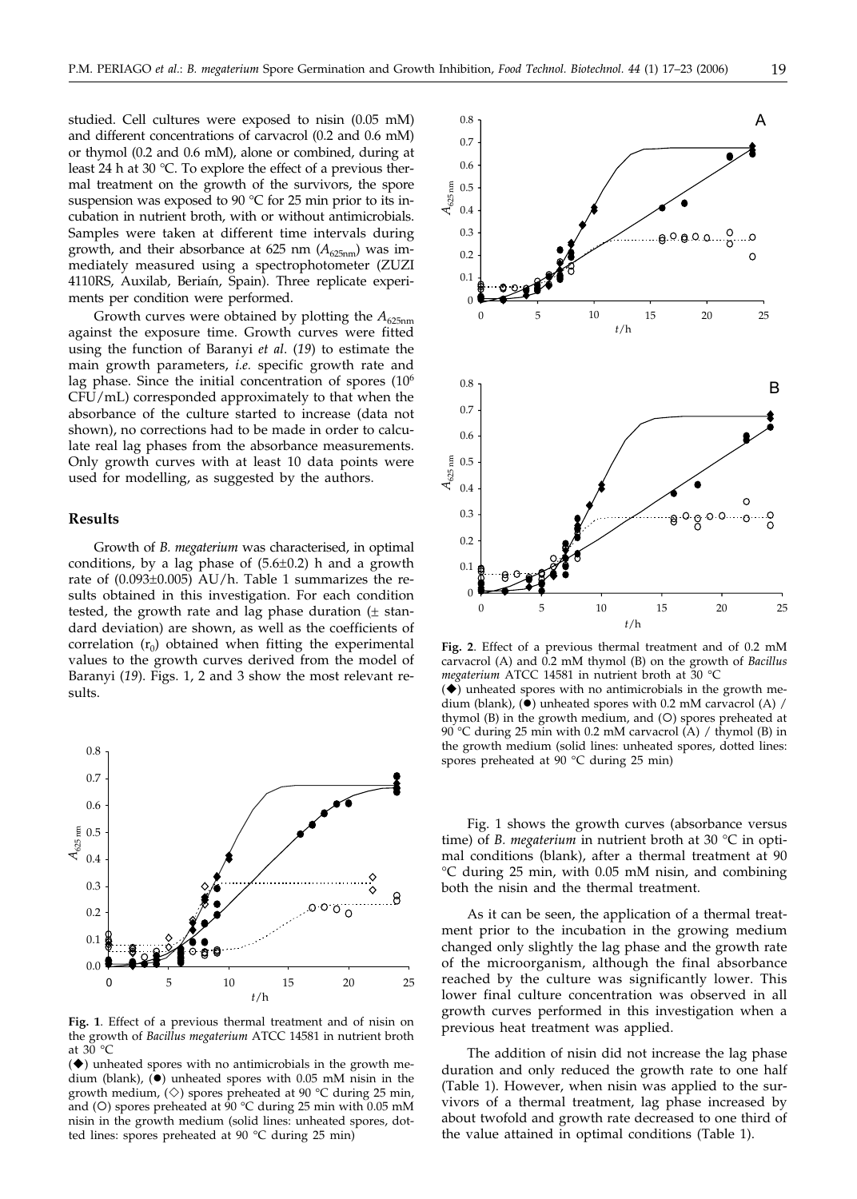studied. Cell cultures were exposed to nisin (0.05 mM) and different concentrations of carvacrol (0.2 and 0.6 mM) or thymol (0.2 and 0.6 mM), alone or combined, during at least 24 h at 30 °C. To explore the effect of a previous thermal treatment on the growth of the survivors, the spore suspension was exposed to 90 °C for 25 min prior to its incubation in nutrient broth, with or without antimicrobials. Samples were taken at different time intervals during growth, and their absorbance at 625 nm ($A_{625nm}$) was immediately measured using a spectrophotometer (ZUZI 4110RS, Auxilab, Beriaín, Spain). Three replicate experiments per condition were performed.

Growth curves were obtained by plotting the $A_{625nm}$ against the exposure time. Growth curves were fitted using the function of Baranyi *et al.* (*19*) to estimate the main growth parameters, *i.e.* specific growth rate and lag phase. Since the initial concentration of spores ($10^6$ CFU/mL) corresponded approximately to that when the absorbance of the culture started to increase (data not shown), no corrections had to be made in order to calculate real lag phases from the absorbance measurements. Only growth curves with at least 10 data points were used for modelling, as suggested by the authors.

## Results

Growth of *B. megaterium* was characterised, in optimal conditions, by a lag phase of (5.6±0.2) h and a growth rate of (0.093±0.005) AU/h. Table 1 summarizes the results obtained in this investigation. For each condition tested, the growth rate and lag phase duration (± standard deviation) are shown, as well as the coefficients of correlation ($r_0$) obtained when fitting the experimental values to the growth curves derived from the model of Baranyi (*19*). Figs. 1, 2 and 3 show the most relevant results.

**Fig. 1**. Effect of a previous thermal treatment and of nisin on the growth of *Bacillus megaterium* ATCC 14581 in nutrient broth at 30 °C

(◆) unheated spores with no antimicrobials in the growth medium (blank), (●) unheated spores with 0.05 mM nisin in the growth medium, (◇) spores preheated at 90 °C during 25 min, and (○) spores preheated at 90 °C during 25 min with 0.05 mM nisin in the growth medium (solid lines: unheated spores, dotted lines: spores preheated at 90 °C during 25 min)

**Fig. 2**. Effect of a previous thermal treatment and of 0.2 mM carvacrol (A) and 0.2 mM thymol (B) on the growth of *Bacillus megaterium* ATCC 14581 in nutrient broth at 30 °C

(◆) unheated spores with no antimicrobials in the growth medium (blank), (●) unheated spores with 0.2 mM carvacrol (A) / thymol (B) in the growth medium, and (○) spores preheated at 90 °C during 25 min with 0.2 mM carvacrol (A) / thymol (B) in the growth medium (solid lines: unheated spores, dotted lines: spores preheated at 90 °C during 25 min)

Fig. 1 shows the growth curves (absorbance versus time) of *B. megaterium* in nutrient broth at 30 °C in optimal conditions (blank), after a thermal treatment at 90 °C during 25 min, with 0.05 mM nisin, and combining both the nisin and the thermal treatment.

As it can be seen, the application of a thermal treatment prior to the incubation in the growing medium changed only slightly the lag phase and the growth rate of the microorganism, although the final absorbance reached by the culture was significantly lower. This lower final culture concentration was observed in all growth curves performed in this investigation when a previous heat treatment was applied.

The addition of nisin did not increase the lag phase duration and only reduced the growth rate to one half (Table 1). However, when nisin was applied to the survivors of a thermal treatment, lag phase increased by about twofold and growth rate decreased to one third of the value attained in optimal conditions (Table 1).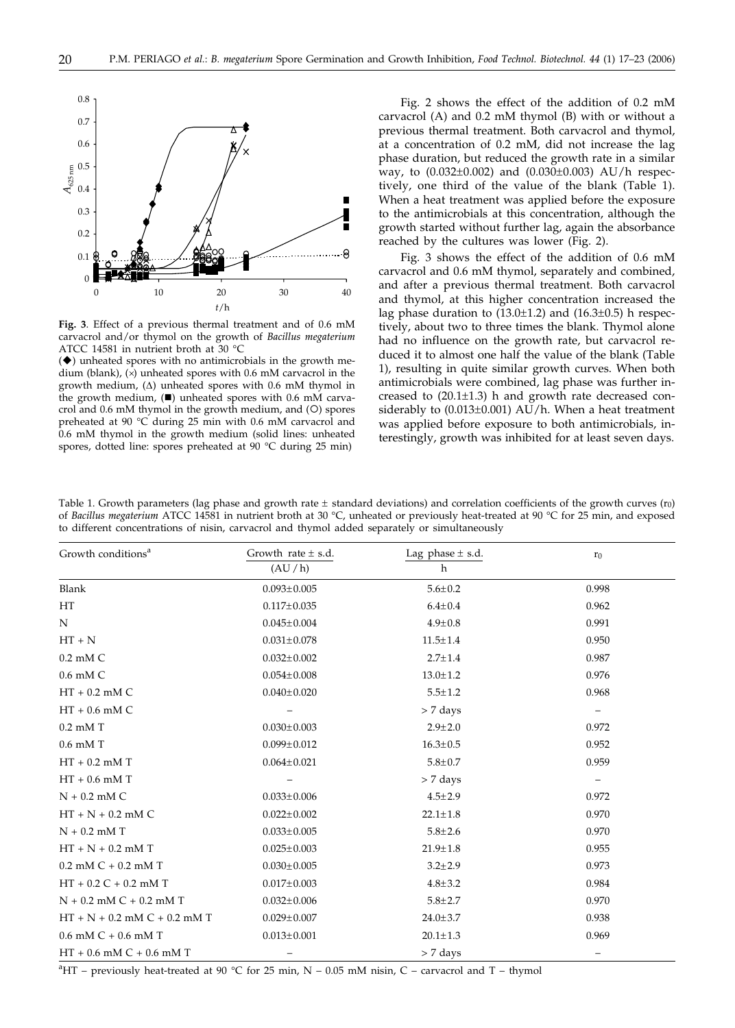**Fig. 3**. Effect of a previous thermal treatment and of 0.6 mM carvacrol and/or thymol on the growth of *Bacillus megaterium* ATCC 14581 in nutrient broth at 30 °C

(◆) unheated spores with no antimicrobials in the growth medium (blank), (×) unheated spores with 0.6 mM carvacrol in the growth medium, (Δ) unheated spores with 0.6 mM thymol in the growth medium, (■) unheated spores with 0.6 mM carvacrol and 0.6 mM thymol in the growth medium, and (○) spores preheated at 90 °C during 25 min with 0.6 mM carvacrol and 0.6 mM thymol in the growth medium (solid lines: unheated spores, dotted line: spores preheated at 90 °C during 25 min)

Fig. 2 shows the effect of the addition of 0.2 mM carvacrol (A) and 0.2 mM thymol (B) with or without a previous thermal treatment. Both carvacrol and thymol, at a concentration of 0.2 mM, did not increase the lag phase duration, but reduced the growth rate in a similar way, to (0.032±0.002) and (0.030±0.003) AU/h respectively, one third of the value of the blank (Table 1). When a heat treatment was applied before the exposure to the antimicrobials at this concentration, although the growth started without further lag, again the absorbance reached by the cultures was lower (Fig. 2).

Fig. 3 shows the effect of the addition of 0.6 mM carvacrol and 0.6 mM thymol, separately and combined, and after a previous thermal treatment. Both carvacrol and thymol, at this higher concentration increased the lag phase duration to (13.0±1.2) and (16.3±0.5) h respectively, about two to three times the blank. Thymol alone had no influence on the growth rate, but carvacrol reduced it to almost one half the value of the blank (Table 1), resulting in quite similar growth curves. When both antimicrobials were combined, lag phase was further increased to (20.1±1.3) h and growth rate decreased considerably to (0.013±0.001) AU/h. When a heat treatment was applied before exposure to both antimicrobials, interestingly, growth was inhibited for at least seven days.

Table 1. Growth parameters (lag phase and growth rate ± standard deviations) and correlation coefficients of the growth curves ($r_0$) of *Bacillus megaterium* ATCC 14581 in nutrient broth at 30 °C, unheated or previously heat-treated at 90 °C for 25 min, and exposed to different concentrations of nisin, carvacrol and thymol added separately or simultaneously

| Growth conditions[a] | Growth rate ± s.d. (AU / h) | Lag phase ± s.d. h | $r_0$ |
|---|---|---|---|
| Blank | 0.093±0.005 | 5.6±0.2 | 0.998 |
| HT | 0.117±0.035 | 6.4±0.4 | 0.962 |
| N | 0.045±0.004 | 4.9±0.8 | 0.991 |
| HT + N | 0.031±0.078 | 11.5±1.4 | 0.950 |
| 0.2 mM C | 0.032±0.002 | 2.7±1.4 | 0.987 |
| 0.6 mM C | 0.054±0.008 | 13.0±1.2 | 0.976 |
| HT + 0.2 mM C | 0.040±0.020 | 5.5±1.2 | 0.968 |
| HT + 0.6 mM C | – | > 7 days | – |
| 0.2 mM T | 0.030±0.003 | 2.9±2.0 | 0.972 |
| 0.6 mM T | 0.099±0.012 | 16.3±0.5 | 0.952 |
| HT + 0.2 mM T | 0.064±0.021 | 5.8±0.7 | 0.959 |
| HT + 0.6 mM T | – | > 7 days | – |
| N + 0.2 mM C | 0.033±0.006 | 4.5±2.9 | 0.972 |
| HT + N + 0.2 mM C | 0.022±0.002 | 22.1±1.8 | 0.970 |
| N + 0.2 mM T | 0.033±0.005 | 5.8±2.6 | 0.970 |
| HT + N + 0.2 mM T | 0.025±0.003 | 21.9±1.8 | 0.955 |
| 0.2 mM C + 0.2 mM T | 0.030±0.005 | 3.2±2.9 | 0.973 |
| HT + 0.2 C + 0.2 mM T | 0.017±0.003 | 4.8±3.2 | 0.984 |
| N + 0.2 mM C + 0.2 mM T | 0.032±0.006 | 5.8±2.7 | 0.970 |
| HT + N + 0.2 mM C + 0.2 mM T | 0.029±0.007 | 24.0±3.7 | 0.938 |
| 0.6 mM C + 0.6 mM T | 0.013±0.001 | 20.1±1.3 | 0.969 |
| HT + 0.6 mM C + 0.6 mM T | – | > 7 days | – |

[a]HT – previously heat-treated at 90 °C for 25 min, N – 0.05 mM nisin, C – carvacrol and T – thymol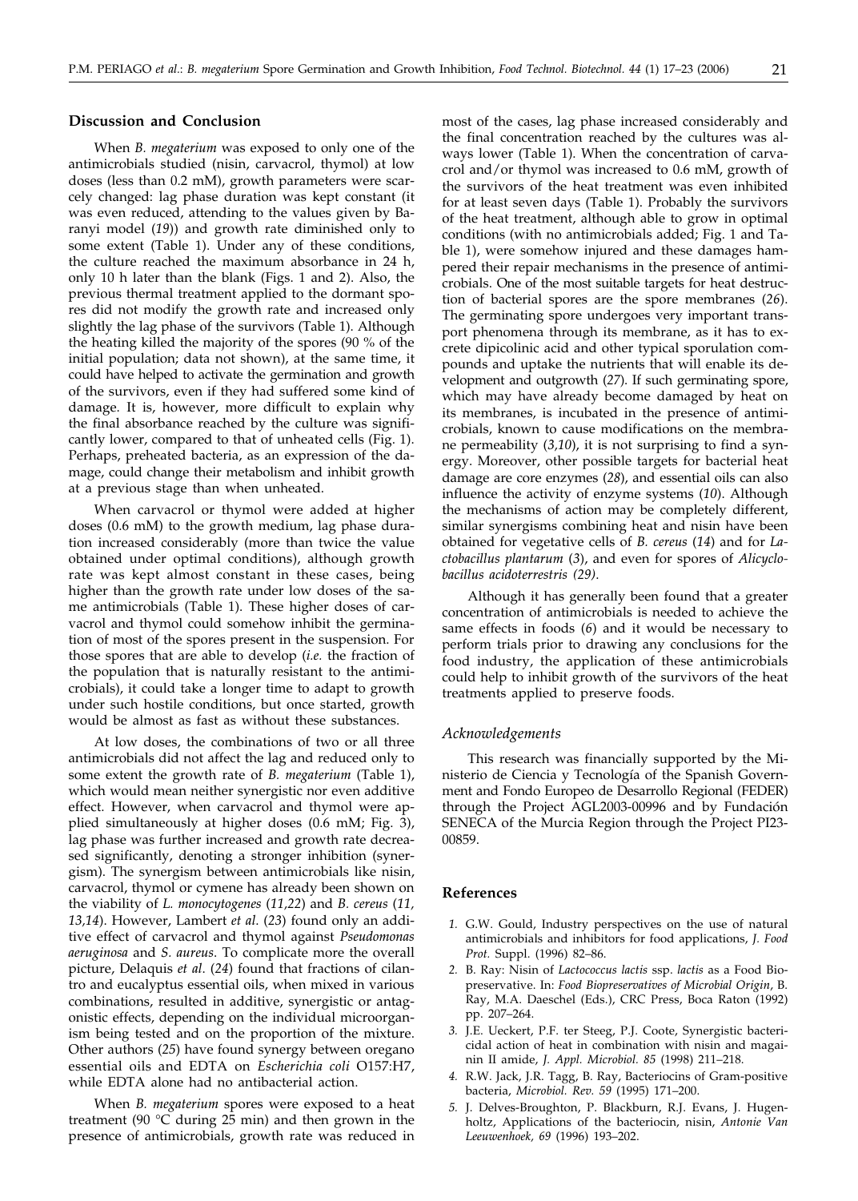## Discussion and Conclusion

When *B. megaterium* was exposed to only one of the antimicrobials studied (nisin, carvacrol, thymol) at low doses (less than 0.2 mM), growth parameters were scarcely changed: lag phase duration was kept constant (it was even reduced, attending to the values given by Baranyi model (*19*)) and growth rate diminished only to some extent (Table 1). Under any of these conditions, the culture reached the maximum absorbance in 24 h, only 10 h later than the blank (Figs. 1 and 2). Also, the previous thermal treatment applied to the dormant spores did not modify the growth rate and increased only slightly the lag phase of the survivors (Table 1). Although the heating killed the majority of the spores (90 % of the initial population; data not shown), at the same time, it could have helped to activate the germination and growth of the survivors, even if they had suffered some kind of damage. It is, however, more difficult to explain why the final absorbance reached by the culture was significantly lower, compared to that of unheated cells (Fig. 1). Perhaps, preheated bacteria, as an expression of the damage, could change their metabolism and inhibit growth at a previous stage than when unheated.

When carvacrol or thymol were added at higher doses (0.6 mM) to the growth medium, lag phase duration increased considerably (more than twice the value obtained under optimal conditions), although growth rate was kept almost constant in these cases, being higher than the growth rate under low doses of the same antimicrobials (Table 1). These higher doses of carvacrol and thymol could somehow inhibit the germination of most of the spores present in the suspension. For those spores that are able to develop (*i.e.* the fraction of the population that is naturally resistant to the antimicrobials), it could take a longer time to adapt to growth under such hostile conditions, but once started, growth would be almost as fast as without these substances.

At low doses, the combinations of two or all three antimicrobials did not affect the lag and reduced only to some extent the growth rate of *B. megaterium* (Table 1), which would mean neither synergistic nor even additive effect. However, when carvacrol and thymol were applied simultaneously at higher doses (0.6 mM; Fig. 3), lag phase was further increased and growth rate decreased significantly, denoting a stronger inhibition (synergism). The synergism between antimicrobials like nisin, carvacrol, thymol or cymene has already been shown on the viability of *L. monocytogenes* (*11,22*) and *B. cereus* (*11, 13,14*). However, Lambert *et al.* (*23*) found only an additive effect of carvacrol and thymol against *Pseudomonas aeruginosa* and *S. aureus*. To complicate more the overall picture, Delaquis *et al.* (*24*) found that fractions of cilantro and eucalyptus essential oils, when mixed in various combinations, resulted in additive, synergistic or antagonistic effects, depending on the individual microorganism being tested and on the proportion of the mixture. Other authors (*25*) have found synergy between oregano essential oils and EDTA on *Escherichia coli* O157:H7, while EDTA alone had no antibacterial action.

When *B. megaterium* spores were exposed to a heat treatment (90 °C during 25 min) and then grown in the presence of antimicrobials, growth rate was reduced in most of the cases, lag phase increased considerably and the final concentration reached by the cultures was always lower (Table 1). When the concentration of carvacrol and/or thymol was increased to 0.6 mM, growth of the survivors of the heat treatment was even inhibited for at least seven days (Table 1). Probably the survivors of the heat treatment, although able to grow in optimal conditions (with no antimicrobials added; Fig. 1 and Table 1), were somehow injured and these damages hampered their repair mechanisms in the presence of antimicrobials. One of the most suitable targets for heat destruction of bacterial spores are the spore membranes (*26*). The germinating spore undergoes very important transport phenomena through its membrane, as it has to excrete dipicolinic acid and other typical sporulation compounds and uptake the nutrients that will enable its development and outgrowth (*27*). If such germinating spore, which may have already become damaged by heat on its membranes, is incubated in the presence of antimicrobials, known to cause modifications on the membrane permeability (*3,10*), it is not surprising to find a synergy. Moreover, other possible targets for bacterial heat damage are core enzymes (*28*), and essential oils can also influence the activity of enzyme systems (*10*). Although the mechanisms of action may be completely different, similar synergisms combining heat and nisin have been obtained for vegetative cells of *B. cereus* (*14*) and for *Lactobacillus plantarum* (*3*), and even for spores of *Alicyclobacillus acidoterrestris* (*29*).

Although it has generally been found that a greater concentration of antimicrobials is needed to achieve the same effects in foods (*6*) and it would be necessary to perform trials prior to drawing any conclusions for the food industry, the application of these antimicrobials could help to inhibit growth of the survivors of the heat treatments applied to preserve foods.

### *Acknowledgements*

This research was financially supported by the Ministerio de Ciencia y Tecnología of the Spanish Government and Fondo Europeo de Desarrollo Regional (FEDER) through the Project AGL2003-00996 and by Fundación SENECA of the Murcia Region through the Project PI23-00859.

## References

1. G.W. Gould, Industry perspectives on the use of natural antimicrobials and inhibitors for food applications, *J. Food Prot.* Suppl. (1996) 82–86.
2. B. Ray: Nisin of *Lactococcus lactis* ssp. *lactis* as a Food Biopreservative. In: *Food Biopreservatives of Microbial Origin*, B. Ray, M.A. Daeschel (Eds.), CRC Press, Boca Raton (1992) pp. 207–264.
3. J.E. Ueckert, P.F. ter Steeg, P.J. Coote, Synergistic bactericidal action of heat in combination with nisin and magainin II amide, *J. Appl. Microbiol. 85* (1998) 211–218.
4. R.W. Jack, J.R. Tagg, B. Ray, Bacteriocins of Gram-positive bacteria, *Microbiol. Rev. 59* (1995) 171–200.
5. J. Delves-Broughton, P. Blackburn, R.J. Evans, J. Hugenholtz, Applications of the bacteriocin, nisin, *Antonie Van Leeuwenhoek, 69* (1996) 193–202.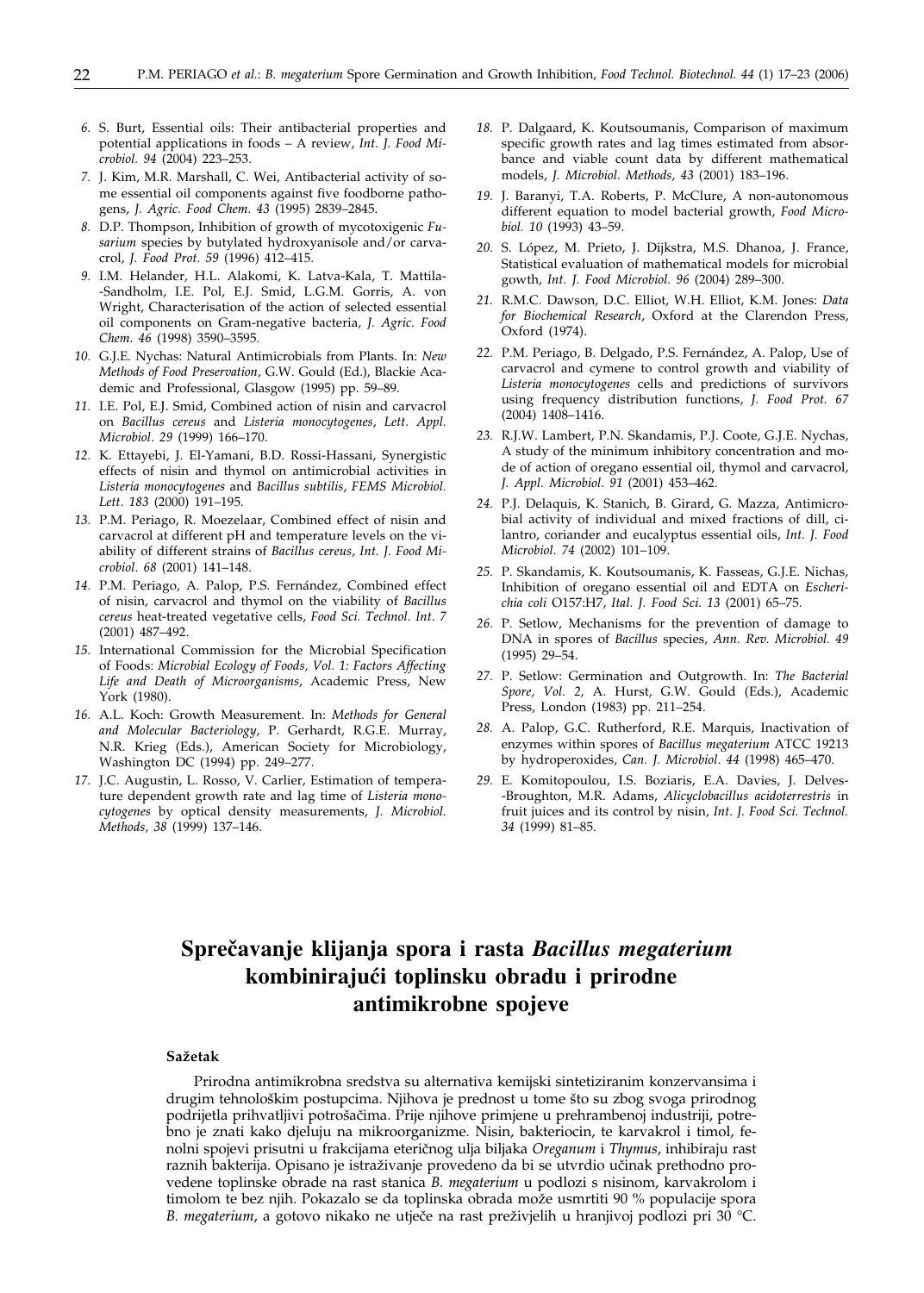*6.* S. Burt, Essential oils: Their antibacterial properties and potential applications in foods – A review, *Int. J. Food Microbiol. 94* (2004) 223–253.

*7.* J. Kim, M.R. Marshall, C. Wei, Antibacterial activity of some essential oil components against five foodborne pathogens, *J. Agric. Food Chem. 43* (1995) 2839–2845.

*8.* D.P. Thompson, Inhibition of growth of mycotoxigenic *Fusarium* species by butylated hydroxyanisole and/or carvacrol, *J. Food Prot. 59* (1996) 412–415.

*9.* I.M. Helander, H.L. Alakomi, K. Latva-Kala, T. Mattila-Sandholm, I.E. Pol, E.J. Smid, L.G.M. Gorris, A. von Wright, Characterisation of the action of selected essential oil components on Gram-negative bacteria, *J. Agric. Food Chem. 46* (1998) 3590–3595.

*10.* G.J.E. Nychas: Natural Antimicrobials from Plants. In: *New Methods of Food Preservation*, G.W. Gould (Ed.), Blackie Academic and Professional, Glasgow (1995) pp. 59–89.

*11.* I.E. Pol, E.J. Smid, Combined action of nisin and carvacrol on *Bacillus cereus* and *Listeria monocytogenes*, *Lett. Appl. Microbiol*. *29* (1999) 166–170.

*12.* K. Ettayebi, J. El-Yamani, B.D. Rossi-Hassani, Synergistic effects of nisin and thymol on antimicrobial activities in *Listeria monocytogenes* and *Bacillus subtilis*, *FEMS Microbiol. Lett*. *183* (2000) 191–195.

*13.* P.M. Periago, R. Moezelaar, Combined effect of nisin and carvacrol at different pH and temperature levels on the viability of different strains of *Bacillus cereus*, *Int. J. Food Microbiol*. *68* (2001) 141–148.

*14.* P.M. Periago, A. Palop, P.S. Fernández, Combined effect of nisin, carvacrol and thymol on the viability of *Bacillus cereus* heat-treated vegetative cells, *Food Sci. Technol. Int*. *7* (2001) 487–492.

*15.* International Commission for the Microbial Specification of Foods: *Microbial Ecology of Foods, Vol. 1: Factors Affecting Life and Death of Microorganisms*, Academic Press, New York (1980).

*16.* A.L. Koch: Growth Measurement. In: *Methods for General and Molecular Bacteriology*, P. Gerhardt, R.G.E. Murray, N.R. Krieg (Eds.), American Society for Microbiology, Washington DC (1994) pp. 249–277.

*17.* J.C. Augustin, L. Rosso, V. Carlier, Estimation of temperature dependent growth rate and lag time of *Listeria monocytogenes* by optical density measurements, *J. Microbiol. Methods*, *38* (1999) 137–146.

*18.* P. Dalgaard, K. Koutsoumanis, Comparison of maximum specific growth rates and lag times estimated from absorbance and viable count data by different mathematical models, *J. Microbiol. Methods, 43* (2001) 183–196.

*19.* J. Baranyi, T.A. Roberts, P. McClure, A non-autonomous different equation to model bacterial growth, *Food Microbiol. 10* (1993) 43–59.

*20.* S. López, M. Prieto, J. Dijkstra, M.S. Dhanoa, J. France, Statistical evaluation of mathematical models for microbial gowth, *Int. J. Food Microbiol. 96* (2004) 289–300.

*21.* R.M.C. Dawson, D.C. Elliot, W.H. Elliot, K.M. Jones: *Data for Biochemical Research*, Oxford at the Clarendon Press, Oxford (1974).

*22.* P.M. Periago, B. Delgado, P.S. Fernández, A. Palop, Use of carvacrol and cymene to control growth and viability of *Listeria monocytogenes* cells and predictions of survivors using frequency distribution functions, *J. Food Prot. 67* (2004) 1408–1416.

*23.* R.J.W. Lambert, P.N. Skandamis, P.J. Coote, G.J.E. Nychas, A study of the minimum inhibitory concentration and mode of action of oregano essential oil, thymol and carvacrol, *J. Appl. Microbiol*. *91* (2001) 453–462.

*24.* P.J. Delaquis, K. Stanich, B. Girard, G. Mazza, Antimicrobial activity of individual and mixed fractions of dill, cilantro, coriander and eucalyptus essential oils, *Int. J. Food Microbiol*. *74* (2002) 101–109.

*25.* P. Skandamis, K. Koutsoumanis, K. Fasseas, G.J.E. Nichas, Inhibition of oregano essential oil and EDTA on *Escherichia coli* O157:H7, *Ital. J. Food Sci. 13* (2001) 65–75.

*26.* P. Setlow, Mechanisms for the prevention of damage to DNA in spores of *Bacillus* species, *Ann. Rev. Microbiol. 49* (1995) 29–54.

*27.* P. Setlow: Germination and Outgrowth. In: *The Bacterial Spore, Vol. 2*, A. Hurst, G.W. Gould (Eds.), Academic Press, London (1983) pp. 211–254.

*28.* A. Palop, G.C. Rutherford, R.E. Marquis, Inactivation of enzymes within spores of *Bacillus megaterium* ATCC 19213 by hydroperoxides, *Can. J. Microbiol*. *44* (1998) 465–470.

*29.* E. Komitopoulou, I.S. Boziaris, E.A. Davies, J. Delves-Broughton, M.R. Adams, *Alicyclobacillus acidoterrestris* in fruit juices and its control by nisin, *Int. J. Food Sci. Technol. 34* (1999) 81–85.

# Sprečavanje klijanja spora i rasta *Bacillus megaterium* kombinirajući toplinsku obradu i prirodne antimikrobne spojeve

## Sažetak

Prirodna antimikrobna sredstva su alternativa kemijski sintetiziranim konzervansima i drugim tehnološkim postupcima. Njihova je prednost u tome što su zbog svoga prirodnog podrijetla prihvatljivi potrošačima. Prije njihove primjene u prehrambenoj industriji, potrebno je znati kako djeluju na mikroorganizme. Nisin, bakteriocin, te karvakrol i timol, fenolni spojevi prisutni u frakcijama eteričnog ulja biljaka *Oreganum* i *Thymus*, inhibiraju rast raznih bakterija. Opisano je istraživanje provedeno da bi se utvrdio učinak prethodno provedene toplinske obrade na rast stanica *B. megaterium* u podlozi s nisinom, karvakrolom i timolom te bez njih. Pokazalo se da toplinska obrada može usmrtiti 90 % populacije spora *B. megaterium*, a gotovo nikako ne utječe na rast preživjelih u hranjivoj podlozi pri 30 °C.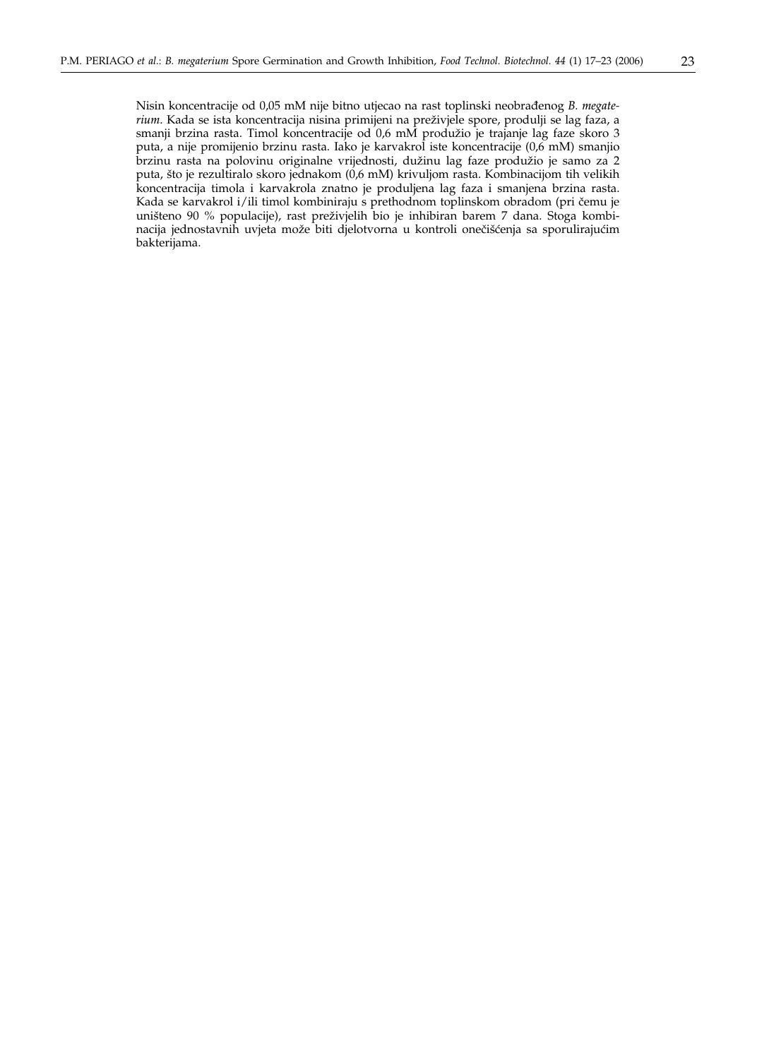Nisin koncentracije od 0,05 mM nije bitno utjecao na rast toplinski neobrađenog *B. megaterium*. Kada se ista koncentracija nisina primijeni na preživjele spore, produlji se lag faza, a smanji brzina rasta. Timol koncentracije od 0,6 mM produžio je trajanje lag faze skoro 3 puta, a nije promijenio brzinu rasta. Iako je karvakrol iste koncentracije (0,6 mM) smanjio brzinu rasta na polovinu originalne vrijednosti, dužinu lag faze produžio je samo za 2 puta, što je rezultiralo skoro jednakom (0,6 mM) krivuljom rasta. Kombinacijom tih velikih koncentracija timola i karvakrola znatno je produljena lag faza i smanjena brzina rasta. Kada se karvakrol i/ili timol kombiniraju s prethodnom toplinskom obradom (pri čemu je uništeno 90 % populacije), rast preživjelih bio je inhibiran barem 7 dana. Stoga kombinacija jednostavnih uvjeta može biti djelotvorna u kontroli onečišćenja sa sporulirajućim bakterijama.